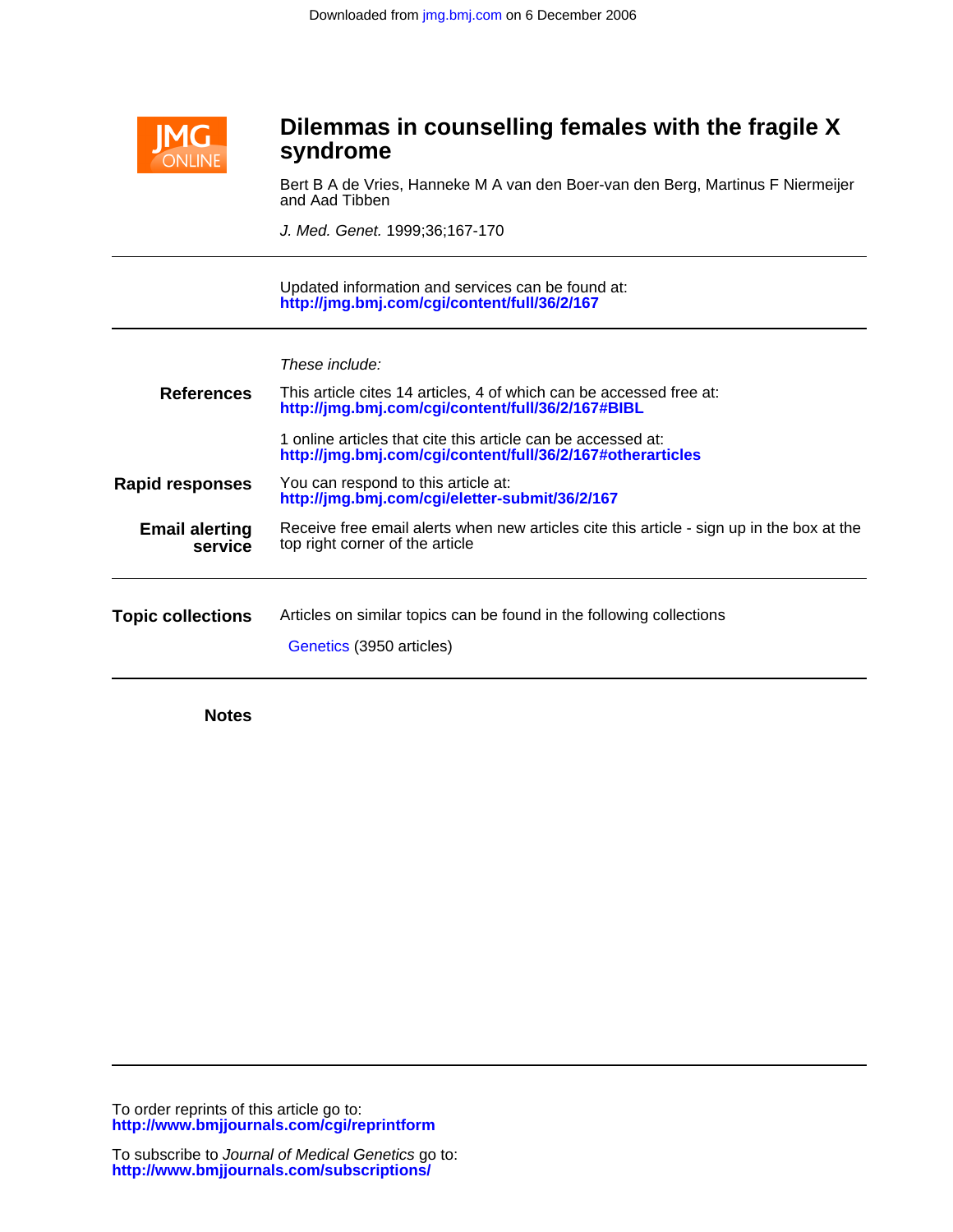Downloaded from jmg.bmj.com on 6 December 2006

JMG ONLINE

# Dilemmas in counselling females with the fragile X syndrome

Bert B A de Vries, Hanneke M A van den Boer-van den Berg, Martinus F Niermeijer and Aad Tibben

*J. Med. Genet.* 1999;36;167-170

Updated information and services can be found at:
**http://jmg.bmj.com/cgi/content/full/36/2/167**

*These include:*

**References**

This article cites 14 articles, 4 of which can be accessed free at:
**http://jmg.bmj.com/cgi/content/full/36/2/167#BIBL**

1 online articles that cite this article can be accessed at:
**http://jmg.bmj.com/cgi/content/full/36/2/167#otherarticles**

**Rapid responses**

You can respond to this article at:
**http://jmg.bmj.com/cgi/eletter-submit/36/2/167**

**Email alerting service**

Receive free email alerts when new articles cite this article - sign up in the box at the top right corner of the article

**Topic collections**

Articles on similar topics can be found in the following collections

Genetics (3950 articles)

**Notes**

To order reprints of this article go to:
**http://www.bmjjournals.com/cgi/reprintform**

To subscribe to *Journal of Medical Genetics* go to:
**http://www.bmjjournals.com/subscriptions/**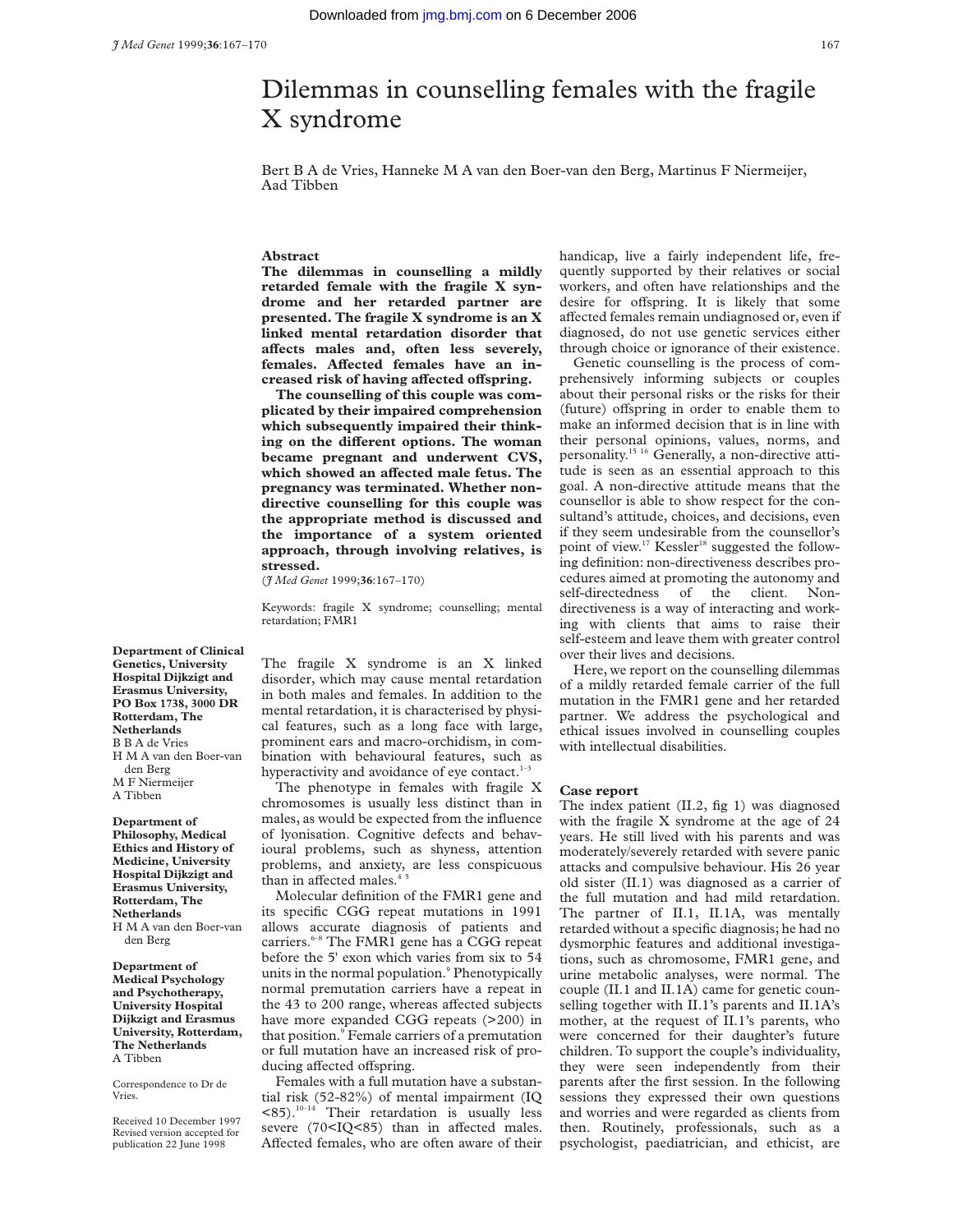# Dilemmas in counselling females with the fragile X syndrome

Bert B A de Vries, Hanneke M A van den Boer-van den Berg, Martinus F Niermeijer, Aad Tibben

## Abstract

**The dilemmas in counselling a mildly retarded female with the fragile X syndrome and her retarded partner are presented. The fragile X syndrome is an X linked mental retardation disorder that affects males and, often less severely, females. Affected females have an increased risk of having affected offspring.**

**The counselling of this couple was complicated by their impaired comprehension which subsequently impaired their thinking on the different options. The woman became pregnant and underwent CVS, which showed an affected male fetus. The pregnancy was terminated. Whether non-directive counselling for this couple was the appropriate method is discussed and the importance of a system oriented approach, through involving relatives, is stressed.**

(*J Med Genet* 1999;**36**:167–170)

Keywords: fragile X syndrome; counselling; mental retardation; FMR1

**Department of Clinical Genetics, University Hospital Dijkzigt and Erasmus University, PO Box 1738, 3000 DR Rotterdam, The Netherlands**
B B A de Vries
H M A van den Boer-van den Berg
M F Niermeijer
A Tibben

**Department of Philosophy, Medical Ethics and History of Medicine, University Hospital Dijkzigt and Erasmus University, Rotterdam, The Netherlands**
H M A van den Boer-van den Berg

**Department of Medical Psychology and Psychotherapy, University Hospital Dijkzigt and Erasmus University, Rotterdam, The Netherlands**
A Tibben

Correspondence to Dr de Vries.

Received 10 December 1997
Revised version accepted for publication 22 June 1998

The fragile X syndrome is an X linked disorder, which may cause mental retardation in both males and females. In addition to the mental retardation, it is characterised by physical features, such as a long face with large, prominent ears and macro-orchidism, in combination with behavioural features, such as hyperactivity and avoidance of eye contact.[1–3]

The phenotype in females with fragile X chromosomes is usually less distinct than in males, as would be expected from the influence of lyonisation. Cognitive defects and behavioural problems, such as shyness, attention problems, and anxiety, are less conspicuous than in affected males.[4 5]

Molecular definition of the FMR1 gene and its specific CGG repeat mutations in 1991 allows accurate diagnosis of patients and carriers.[6–8] The FMR1 gene has a CGG repeat before the 5' exon which varies from six to 54 units in the normal population.[9] Phenotypically normal premutation carriers have a repeat in the 43 to 200 range, whereas affected subjects have more expanded CGG repeats (>200) in that position.[9] Female carriers of a premutation or full mutation have an increased risk of producing affected offspring.

Females with a full mutation have a substantial risk (52-82%) of mental impairment (IQ <85).[10–14] Their retardation is usually less severe (70<IQ<85) than in affected males. Affected females, who are often aware of their handicap, live a fairly independent life, frequently supported by their relatives or social workers, and often have relationships and the desire for offspring. It is likely that some affected females remain undiagnosed or, even if diagnosed, do not use genetic services either through choice or ignorance of their existence.

Genetic counselling is the process of comprehensively informing subjects or couples about their personal risks or the risks for their (future) offspring in order to enable them to make an informed decision that is in line with their personal opinions, values, norms, and personality.[15 16] Generally, a non-directive attitude is seen as an essential approach to this goal. A non-directive attitude means that the counsellor is able to show respect for the consultand's attitude, choices, and decisions, even if they seem undesirable from the counsellor's point of view.[17] Kessler[18] suggested the following definition: non-directiveness describes procedures aimed at promoting the autonomy and self-directedness of the client. Non-directiveness is a way of interacting and working with clients that aims to raise their self-esteem and leave them with greater control over their lives and decisions.

Here, we report on the counselling dilemmas of a mildly retarded female carrier of the full mutation in the FMR1 gene and her retarded partner. We address the psychological and ethical issues involved in counselling couples with intellectual disabilities.

## Case report

The index patient (II.2, fig 1) was diagnosed with the fragile X syndrome at the age of 24 years. He still lived with his parents and was moderately/severely retarded with severe panic attacks and compulsive behaviour. His 26 year old sister (II.1) was diagnosed as a carrier of the full mutation and had mild retardation. The partner of II.1, II.1A, was mentally retarded without a specific diagnosis; he had no dysmorphic features and additional investigations, such as chromosome, FMR1 gene, and urine metabolic analyses, were normal. The couple (II.1 and II.1A) came for genetic counselling together with II.1's parents and II.1A's mother, at the request of II.1's parents, who were concerned for their daughter's future children. To support the couple's individuality, they were seen independently from their parents after the first session. In the following sessions they expressed their own questions and worries and were regarded as clients from then. Routinely, professionals, such as a psychologist, paediatrician, and ethicist, are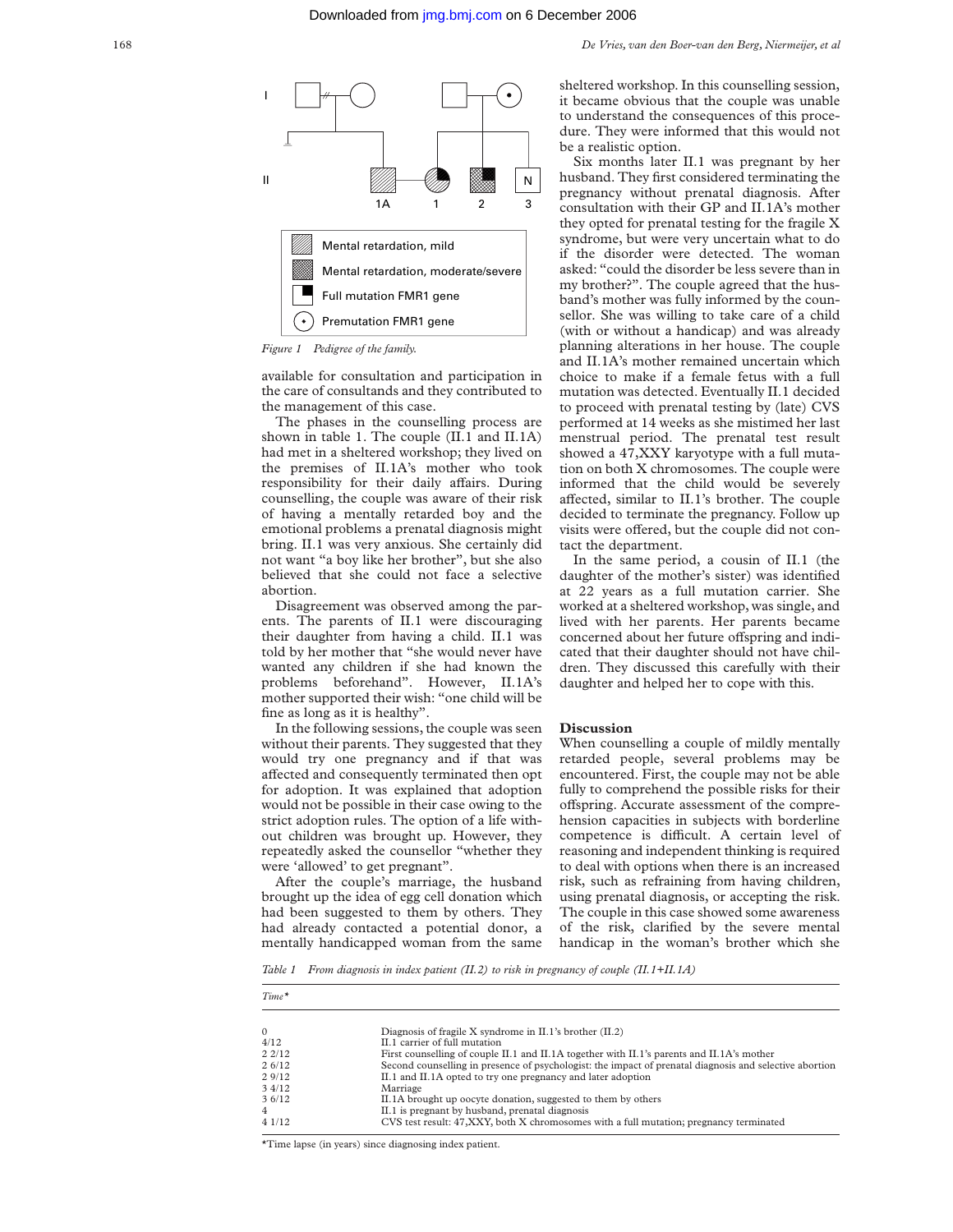I

II

1A 1 2 3

N

Mental retardation, mild

Mental retardation, moderate/severe

Full mutation FMR1 gene

Premutation FMR1 gene

*Figure 1 Pedigree of the family.*

available for consultation and participation in the care of consultands and they contributed to the management of this case.

The phases in the counselling process are shown in table 1. The couple (II.1 and II.1A) had met in a sheltered workshop; they lived on the premises of II.1A's mother who took responsibility for their daily affairs. During counselling, the couple was aware of their risk of having a mentally retarded boy and the emotional problems a prenatal diagnosis might bring. II.1 was very anxious. She certainly did not want "a boy like her brother", but she also believed that she could not face a selective abortion.

Disagreement was observed among the parents. The parents of II.1 were discouraging their daughter from having a child. II.1 was told by her mother that "she would never have wanted any children if she had known the problems beforehand". However, II.1A's mother supported their wish: "one child will be fine as long as it is healthy".

In the following sessions, the couple was seen without their parents. They suggested that they would try one pregnancy and if that was affected and consequently terminated then opt for adoption. It was explained that adoption would not be possible in their case owing to the strict adoption rules. The option of a life without children was brought up. However, they repeatedly asked the counsellor "whether they were 'allowed' to get pregnant".

After the couple's marriage, the husband brought up the idea of egg cell donation which had been suggested to them by others. They had already contacted a potential donor, a mentally handicapped woman from the same sheltered workshop. In this counselling session, it became obvious that the couple was unable to understand the consequences of this procedure. They were informed that this would not be a realistic option.

Six months later II.1 was pregnant by her husband. They first considered terminating the pregnancy without prenatal diagnosis. After consultation with their GP and II.1A's mother they opted for prenatal testing for the fragile X syndrome, but were very uncertain what to do if the disorder were detected. The woman asked: "could the disorder be less severe than in my brother?". The couple agreed that the husband's mother was fully informed by the counsellor. She was willing to take care of a child (with or without a handicap) and was already planning alterations in her house. The couple and II.1A's mother remained uncertain which choice to make if a female fetus with a full mutation was detected. Eventually II.1 decided to proceed with prenatal testing by (late) CVS performed at 14 weeks as she mistimed her last menstrual period. The prenatal test result showed a 47,XXY karyotype with a full mutation on both X chromosomes. The couple were informed that the child would be severely affected, similar to II.1's brother. The couple decided to terminate the pregnancy. Follow up visits were offered, but the couple did not contact the department.

In the same period, a cousin of II.1 (the daughter of the mother's sister) was identified at 22 years as a full mutation carrier. She worked at a sheltered workshop, was single, and lived with her parents. Her parents became concerned about her future offspring and indicated that their daughter should not have children. They discussed this carefully with their daughter and helped her to cope with this.

## Discussion

When counselling a couple of mildly mentally retarded people, several problems may be encountered. First, the couple may not be able fully to comprehend the possible risks for their offspring. Accurate assessment of the comprehension capacities in subjects with borderline competence is difficult. A certain level of reasoning and independent thinking is required to deal with options when there is an increased risk, such as refraining from having children, using prenatal diagnosis, or accepting the risk. The couple in this case showed some awareness of the risk, clarified by the severe mental handicap in the woman's brother which she

*Table 1 From diagnosis in index patient (II.2) to risk in pregnancy of couple (II.1+II.1A)*

| Time* | |
|---|---|
| 0 | Diagnosis of fragile X syndrome in II.1's brother (II.2) |
| 4/12 | II.1 carrier of full mutation |
| 2 2/12 | First counselling of couple II.1 and II.1A together with II.1's parents and II.1A's mother |
| 2 6/12 | Second counselling in presence of psychologist: the impact of prenatal diagnosis and selective abortion |
| 2 9/12 | II.1 and II.1A opted to try one pregnancy and later adoption |
| 3 4/12 | Marriage |
| 3 6/12 | II.1A brought up oocyte donation, suggested to them by others |
| 4 | II.1 is pregnant by husband, prenatal diagnosis |
| 4 1/12 | CVS test result: 47,XXY, both X chromosomes with a full mutation; pregnancy terminated |

*Time lapse (in years) since diagnosing index patient.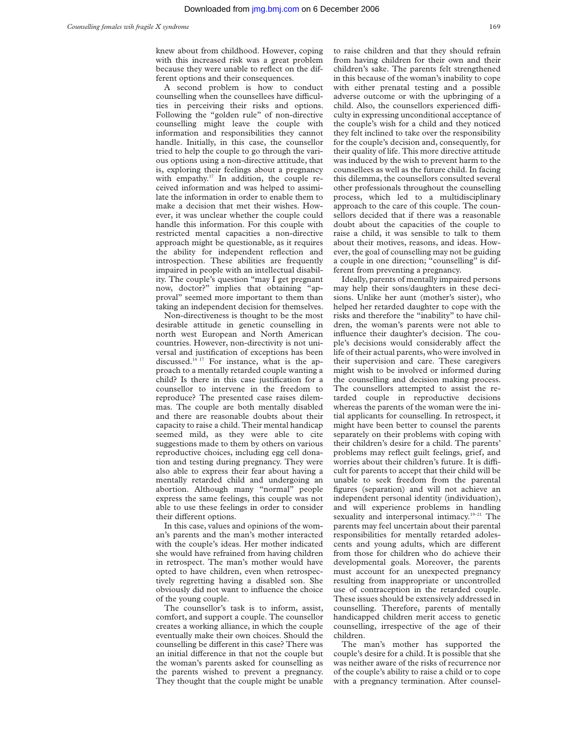knew about from childhood. However, coping with this increased risk was a great problem because they were unable to reflect on the different options and their consequences.

A second problem is how to conduct counselling when the counsellees have difficulties in perceiving their risks and options. Following the "golden rule" of non-directive counselling might leave the couple with information and responsibilities they cannot handle. Initially, in this case, the counsellor tried to help the couple to go through the various options using a non-directive attitude, that is, exploring their feelings about a pregnancy with empathy.[17] In addition, the couple received information and was helped to assimilate the information in order to enable them to make a decision that met their wishes. However, it was unclear whether the couple could handle this information. For this couple with restricted mental capacities a non-directive approach might be questionable, as it requires the ability for independent reflection and introspection. These abilities are frequently impaired in people with an intellectual disability. The couple's question "may I get pregnant now, doctor?" implies that obtaining "approval" seemed more important to them than taking an independent decision for themselves.

Non-directiveness is thought to be the most desirable attitude in genetic counselling in north west European and North American countries. However, non-directivity is not universal and justification of exceptions has been discussed.[16 17] For instance, what is the approach to a mentally retarded couple wanting a child? Is there in this case justification for a counsellor to intervene in the freedom to reproduce? The presented case raises dilemmas. The couple are both mentally disabled and there are reasonable doubts about their capacity to raise a child. Their mental handicap seemed mild, as they were able to cite suggestions made to them by others on various reproductive choices, including egg cell donation and testing during pregnancy. They were also able to express their fear about having a mentally retarded child and undergoing an abortion. Although many "normal" people express the same feelings, this couple was not able to use these feelings in order to consider their different options.

In this case, values and opinions of the woman's parents and the man's mother interacted with the couple's ideas. Her mother indicated she would have refrained from having children in retrospect. The man's mother would have opted to have children, even when retrospectively regretting having a disabled son. She obviously did not want to influence the choice of the young couple.

The counsellor's task is to inform, assist, comfort, and support a couple. The counsellor creates a working alliance, in which the couple eventually make their own choices. Should the counselling be different in this case? There was an initial difference in that not the couple but the woman's parents asked for counselling as the parents wished to prevent a pregnancy. They thought that the couple might be unable to raise children and that they should refrain from having children for their own and their children's sake. The parents felt strengthened in this because of the woman's inability to cope with either prenatal testing and a possible adverse outcome or with the upbringing of a child. Also, the counsellors experienced difficulty in expressing unconditional acceptance of the couple's wish for a child and they noticed they felt inclined to take over the responsibility for the couple's decision and, consequently, for their quality of life. This more directive attitude was induced by the wish to prevent harm to the counsellees as well as the future child. In facing this dilemma, the counsellors consulted several other professionals throughout the counselling process, which led to a multidisciplinary approach to the care of this couple. The counsellors decided that if there was a reasonable doubt about the capacities of the couple to raise a child, it was sensible to talk to them about their motives, reasons, and ideas. However, the goal of counselling may not be guiding a couple in one direction; "counselling" is different from preventing a pregnancy.

Ideally, parents of mentally impaired persons may help their sons/daughters in these decisions. Unlike her aunt (mother's sister), who helped her retarded daughter to cope with the risks and therefore the "inability" to have children, the woman's parents were not able to influence their daughter's decision. The couple's decisions would considerably affect the life of their actual parents, who were involved in their supervision and care. These caregivers might wish to be involved or informed during the counselling and decision making process. The counsellors attempted to assist the retarded couple in reproductive decisions whereas the parents of the woman were the initial applicants for counselling. In retrospect, it might have been better to counsel the parents separately on their problems with coping with their children's desire for a child. The parents' problems may reflect guilt feelings, grief, and worries about their children's future. It is difficult for parents to accept that their child will be unable to seek freedom from the parental figures (separation) and will not achieve an independent personal identity (individuation), and will experience problems in handling sexuality and interpersonal intimacy.[19–21] The parents may feel uncertain about their parental responsibilities for mentally retarded adolescents and young adults, which are different from those for children who do achieve their developmental goals. Moreover, the parents must account for an unexpected pregnancy resulting from inappropriate or uncontrolled use of contraception in the retarded couple. These issues should be extensively addressed in counselling. Therefore, parents of mentally handicapped children merit access to genetic counselling, irrespective of the age of their children.

The man's mother has supported the couple's desire for a child. It is possible that she was neither aware of the risks of recurrence nor of the couple's ability to raise a child or to cope with a pregnancy termination. After counsel-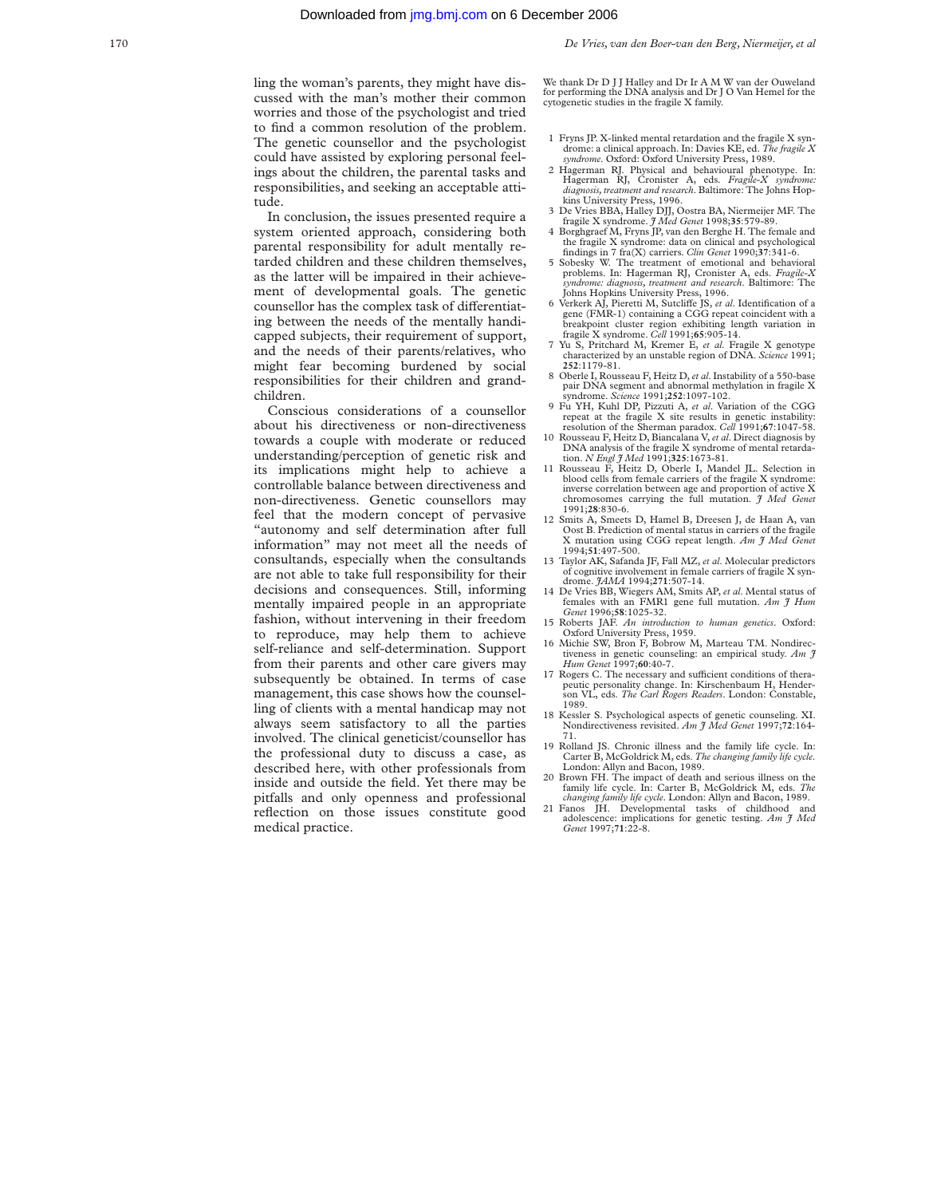ling the woman's parents, they might have discussed with the man's mother their common worries and those of the psychologist and tried to find a common resolution of the problem. The genetic counsellor and the psychologist could have assisted by exploring personal feelings about the children, the parental tasks and responsibilities, and seeking an acceptable attitude.

In conclusion, the issues presented require a system oriented approach, considering both parental responsibility for adult mentally retarded children and these children themselves, as the latter will be impaired in their achievement of developmental goals. The genetic counsellor has the complex task of differentiating between the needs of the mentally handicapped subjects, their requirement of support, and the needs of their parents/relatives, who might fear becoming burdened by social responsibilities for their children and grandchildren.

Conscious considerations of a counsellor about his directiveness or non-directiveness towards a couple with moderate or reduced understanding/perception of genetic risk and its implications might help to achieve a controllable balance between directiveness and non-directiveness. Genetic counsellors may feel that the modern concept of pervasive "autonomy and self determination after full information" may not meet all the needs of consultands, especially when the consultands are not able to take full responsibility for their decisions and consequences. Still, informing mentally impaired people in an appropriate fashion, without intervening in their freedom to reproduce, may help them to achieve self-reliance and self-determination. Support from their parents and other care givers may subsequently be obtained. In terms of case management, this case shows how the counselling of clients with a mental handicap may not always seem satisfactory to all the parties involved. The clinical geneticist/counsellor has the professional duty to discuss a case, as described here, with other professionals from inside and outside the field. Yet there may be pitfalls and only openness and professional reflection on those issues constitute good medical practice.

We thank Dr D J J Halley and Dr Ir A M W van der Ouweland for performing the DNA analysis and Dr J O Van Hemel for the cytogenetic studies in the fragile X family.

1 Fryns JP. X-linked mental retardation and the fragile X syndrome: a clinical approach. In: Davies KE, ed. *The fragile X syndrome*. Oxford: Oxford University Press, 1989.
2 Hagerman RJ. Physical and behavioural phenotype. In: Hagerman RJ, Cronister A, eds. *Fragile-X syndrome: diagnosis, treatment and research*. Baltimore: The Johns Hopkins University Press, 1996.
3 De Vries BBA, Halley DJJ, Oostra BA, Niermeijer MF. The fragile X syndrome. *J Med Genet* 1998;**35**:579-89.
4 Borghgraef M, Fryns JP, van den Berghe H. The female and the fragile X syndrome: data on clinical and psychological findings in 7 fra(X) carriers. *Clin Genet* 1990;**37**:341-6.
5 Sobesky W. The treatment of emotional and behavioral problems. In: Hagerman RJ, Cronister A, eds. *Fragile-X syndrome: diagnosis, treatment and research*. Baltimore: The Johns Hopkins University Press, 1996.
6 Verkerk AJ, Pieretti M, Sutcliffe JS, *et al*. Identification of a gene (FMR-1) containing a CGG repeat coincident with a breakpoint cluster region exhibiting length variation in fragile X syndrome. *Cell* 1991;**65**:905-14.
7 Yu S, Pritchard M, Kremer E, *et al*. Fragile X genotype characterized by an unstable region of DNA. *Science* 1991; **252**:1179-81.
8 Oberle I, Rousseau F, Heitz D, *et al*. Instability of a 550-base pair DNA segment and abnormal methylation in fragile X syndrome. *Science* 1991;**252**:1097-102.
9 Fu YH, Kuhl DP, Pizzuti A, *et al*. Variation of the CGG repeat at the fragile X site results in genetic instability: resolution of the Sherman paradox. *Cell* 1991;**67**:1047-58.
10 Rousseau F, Heitz D, Biancalana V, *et al*. Direct diagnosis by DNA analysis of the fragile X syndrome of mental retardation. *N Engl J Med* 1991;**325**:1673-81.
11 Rousseau F, Heitz D, Oberle I, Mandel JL. Selection in blood cells from female carriers of the fragile X syndrome: inverse correlation between age and proportion of active X chromosomes carrying the full mutation. *J Med Genet* 1991;**28**:830-6.
12 Smits A, Smeets D, Hamel B, Dreesen J, de Haan A, van Oost B. Prediction of mental status in carriers of the fragile X mutation using CGG repeat length. *Am J Med Genet* 1994;**51**:497-500.
13 Taylor AK, Safanda JF, Fall MZ, *et al*. Molecular predictors of cognitive involvement in female carriers of fragile X syndrome. *JAMA* 1994;**271**:507-14.
14 De Vries BB, Wiegers AM, Smits AP, *et al*. Mental status of females with an FMR1 gene full mutation. *Am J Hum Genet* 1996;**58**:1025-32.
15 Roberts JAF. *An introduction to human genetics*. Oxford: Oxford University Press, 1959.
16 Michie SW, Bron F, Bobrow M, Marteau TM. Nondirectiveness in genetic counseling: an empirical study. *Am J Hum Genet* 1997;**60**:40-7.
17 Rogers C. The necessary and sufficient conditions of therapeutic personality change. In: Kirschenbaum H, Henderson VL, eds. *The Carl Rogers Readers*. London: Constable, 1989.
18 Kessler S. Psychological aspects of genetic counseling. XI. Nondirectiveness revisited. *Am J Med Genet* 1997;**72**:164-71.
19 Rolland JS. Chronic illness and the family life cycle. In: Carter B, McGoldrick M, eds. *The changing family life cycle*. London: Allyn and Bacon, 1989.
20 Brown FH. The impact of death and serious illness on the family life cycle. In: Carter B, McGoldrick M, eds. *The changing family life cycle*. London: Allyn and Bacon, 1989.
21 Fanos JH. Developmental tasks of childhood and adolescence: implications for genetic testing. *Am J Med Genet* 1997;**71**:22-8.